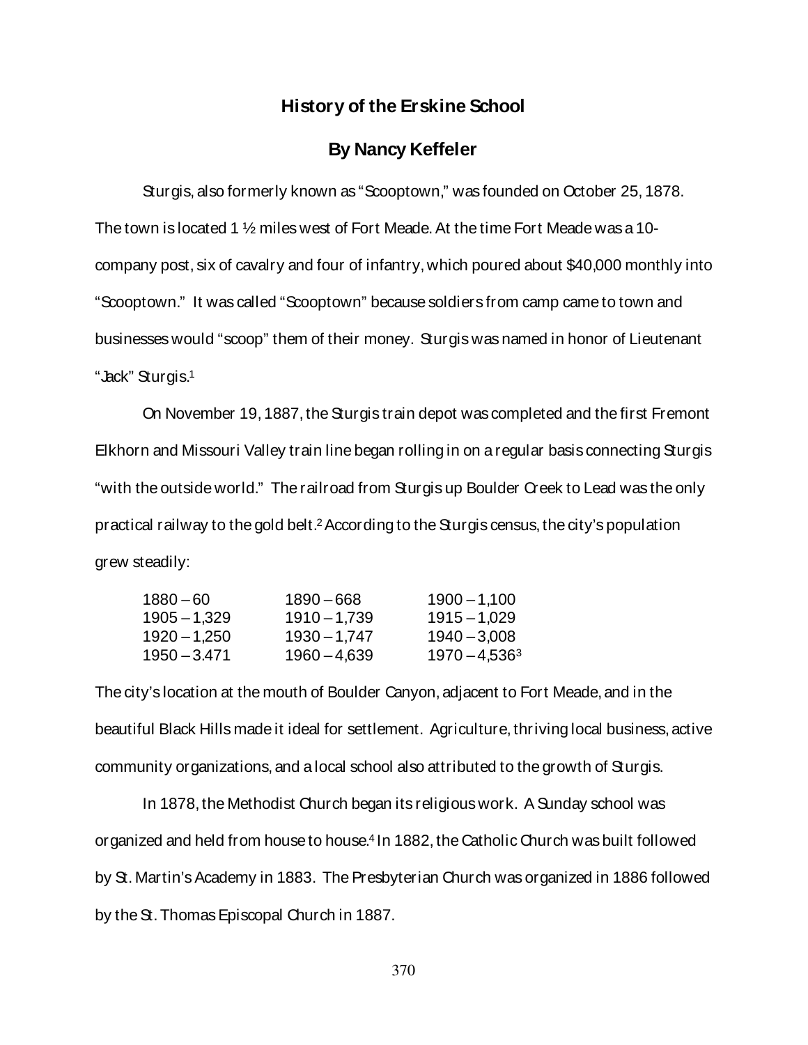# History of the Erskine School

## By Nancy Keffeler

Sturgis, also formerly known as "Scooptown," was founded on October 25, 1878. The town is located 1 ½ miles west of Fort Meade. At the time Fort Meade was a 10-company post, six of cavalry and four of infantry, which poured about $40,000 monthly into "Scooptown." It was called "Scooptown" because soldiers from camp came to town and businesses would "scoop" them of their money. Sturgis was named in honor of Lieutenant "Jack" Sturgis.[1]

On November 19, 1887, the Sturgis train depot was completed and the first Fremont Elkhorn and Missouri Valley train line began rolling in on a regular basis connecting Sturgis "with the outside world." The railroad from Sturgis up Boulder Creek to Lead was the only practical railway to the gold belt.[2] According to the Sturgis census, the city's population grew steadily:

| | | |
|---|---|---|
| 1880 – 60 | 1890 – 668 | 1900 – 1,100 |
| 1905 – 1,329 | 1910 – 1,739 | 1915 – 1,029 |
| 1920 – 1,250 | 1930 – 1,747 | 1940 – 3,008 |
| 1950 – 3.471 | 1960 – 4,639 | 1970 – 4,536[3] |

The city's location at the mouth of Boulder Canyon, adjacent to Fort Meade, and in the beautiful Black Hills made it ideal for settlement. Agriculture, thriving local business, active community organizations, and a local school also attributed to the growth of Sturgis.

In 1878, the Methodist Church began its religious work. A Sunday school was organized and held from house to house.[4] In 1882, the Catholic Church was built followed by St. Martin's Academy in 1883. The Presbyterian Church was organized in 1886 followed by the St. Thomas Episcopal Church in 1887.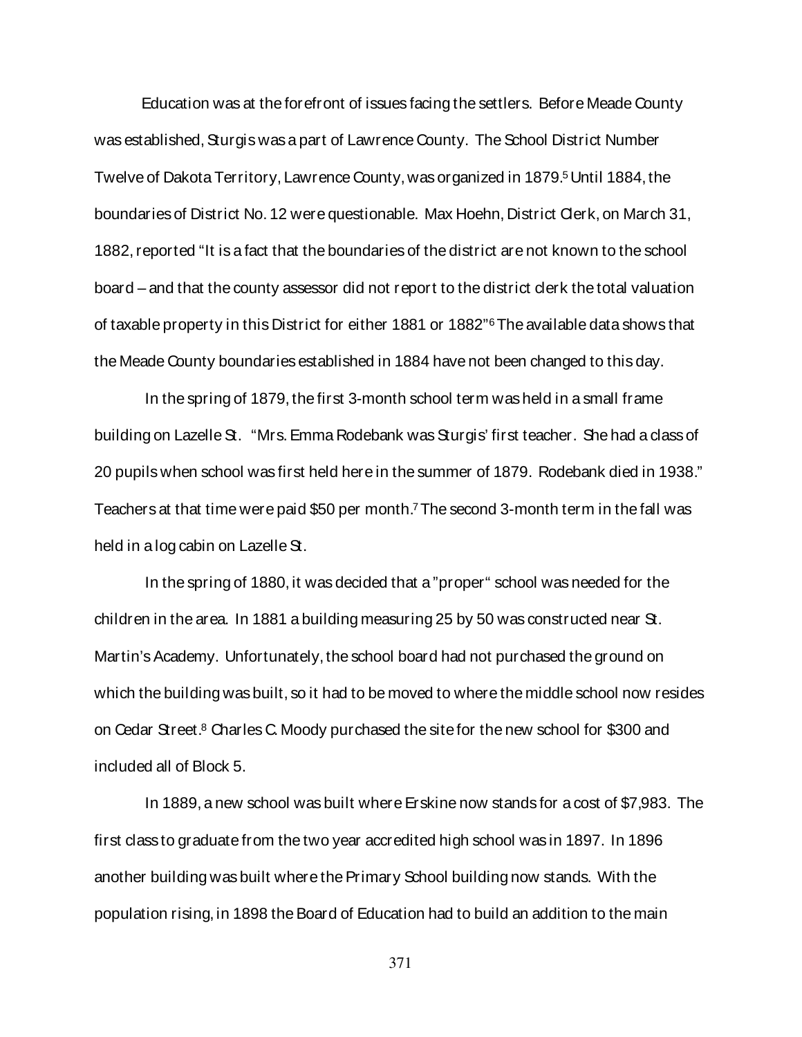Education was at the forefront of issues facing the settlers. Before Meade County was established, Sturgis was a part of Lawrence County. The School District Number Twelve of Dakota Territory, Lawrence County, was organized in 1879.[5] Until 1884, the boundaries of District No. 12 were questionable. Max Hoehn, District Clerk, on March 31, 1882, reported "It is a fact that the boundaries of the district are not known to the school board – and that the county assessor did not report to the district clerk the total valuation of taxable property in this District for either 1881 or 1882"[6] The available data shows that the Meade County boundaries established in 1884 have not been changed to this day.

In the spring of 1879, the first 3-month school term was held in a small frame building on Lazelle St. "Mrs. Emma Rodebank was Sturgis' first teacher. She had a class of 20 pupils when school was first held here in the summer of 1879. Rodebank died in 1938." Teachers at that time were paid $50 per month.[7] The second 3-month term in the fall was held in a log cabin on Lazelle St.

In the spring of 1880, it was decided that a "proper" school was needed for the children in the area. In 1881 a building measuring 25 by 50 was constructed near St. Martin's Academy. Unfortunately, the school board had not purchased the ground on which the building was built, so it had to be moved to where the middle school now resides on Cedar Street.[8] Charles C. Moody purchased the site for the new school for $300 and included all of Block 5.

In 1889, a new school was built where Erskine now stands for a cost of $7,983. The first class to graduate from the two year accredited high school was in 1897. In 1896 another building was built where the Primary School building now stands. With the population rising, in 1898 the Board of Education had to build an addition to the main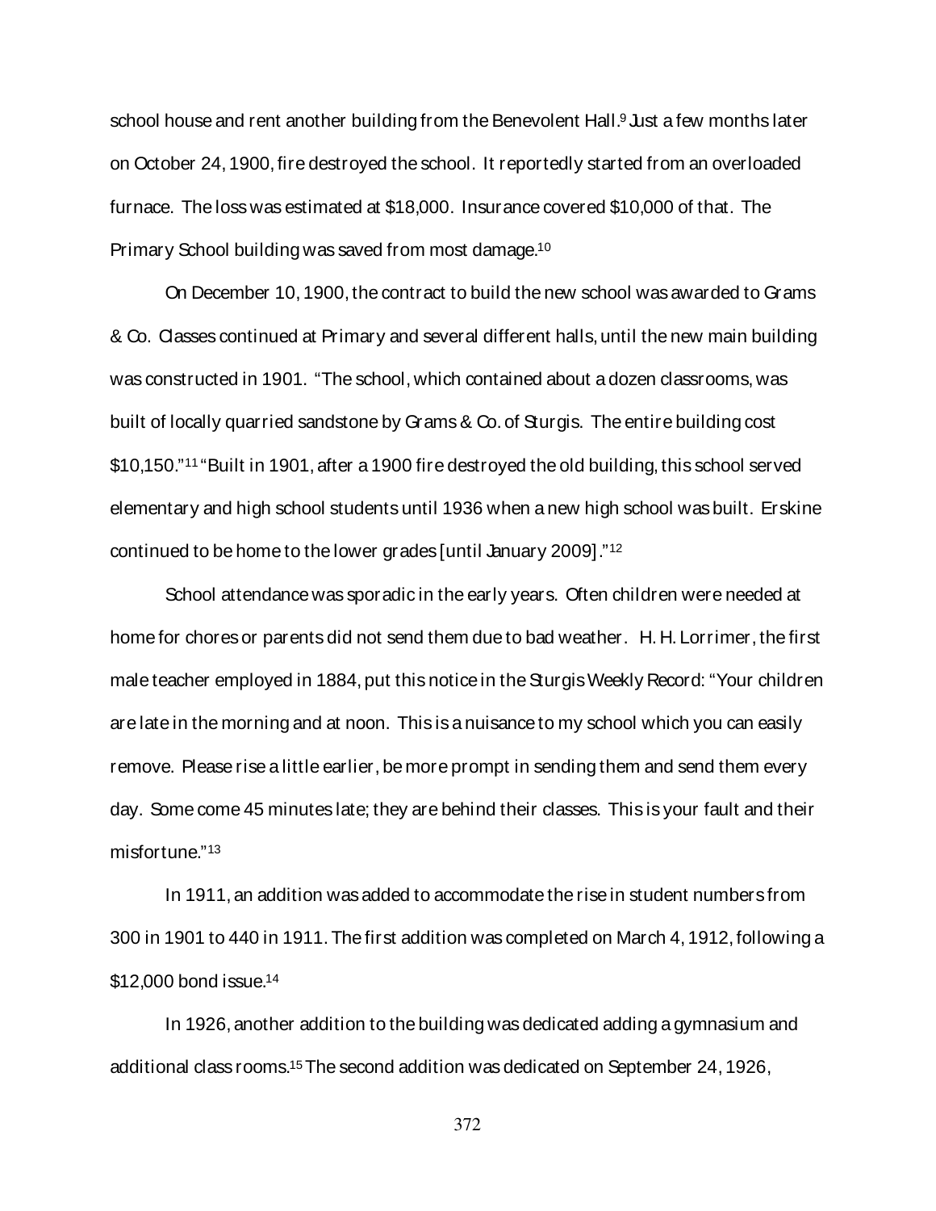school house and rent another building from the Benevolent Hall.[9] Just a few months later on October 24, 1900, fire destroyed the school. It reportedly started from an overloaded furnace. The loss was estimated at $18,000. Insurance covered $10,000 of that. The Primary School building was saved from most damage.[10]

On December 10, 1900, the contract to build the new school was awarded to Grams & Co. Classes continued at Primary and several different halls, until the new main building was constructed in 1901. "The school, which contained about a dozen classrooms, was built of locally quarried sandstone by Grams & Co. of Sturgis. The entire building cost $10,150."[11] "Built in 1901, after a 1900 fire destroyed the old building, this school served elementary and high school students until 1936 when a new high school was built. Erskine continued to be home to the lower grades [until January 2009]."[12]

School attendance was sporadic in the early years. Often children were needed at home for chores or parents did not send them due to bad weather. H. H. Lorrimer, the first male teacher employed in 1884, put this notice in the Sturgis Weekly Record: "Your children are late in the morning and at noon. This is a nuisance to my school which you can easily remove. Please rise a little earlier, be more prompt in sending them and send them every day. Some come 45 minutes late; they are behind their classes. This is your fault and their misfortune."[13]

In 1911, an addition was added to accommodate the rise in student numbers from 300 in 1901 to 440 in 1911. The first addition was completed on March 4, 1912, following a $12,000 bond issue.[14]

In 1926, another addition to the building was dedicated adding a gymnasium and additional class rooms.[15] The second addition was dedicated on September 24, 1926,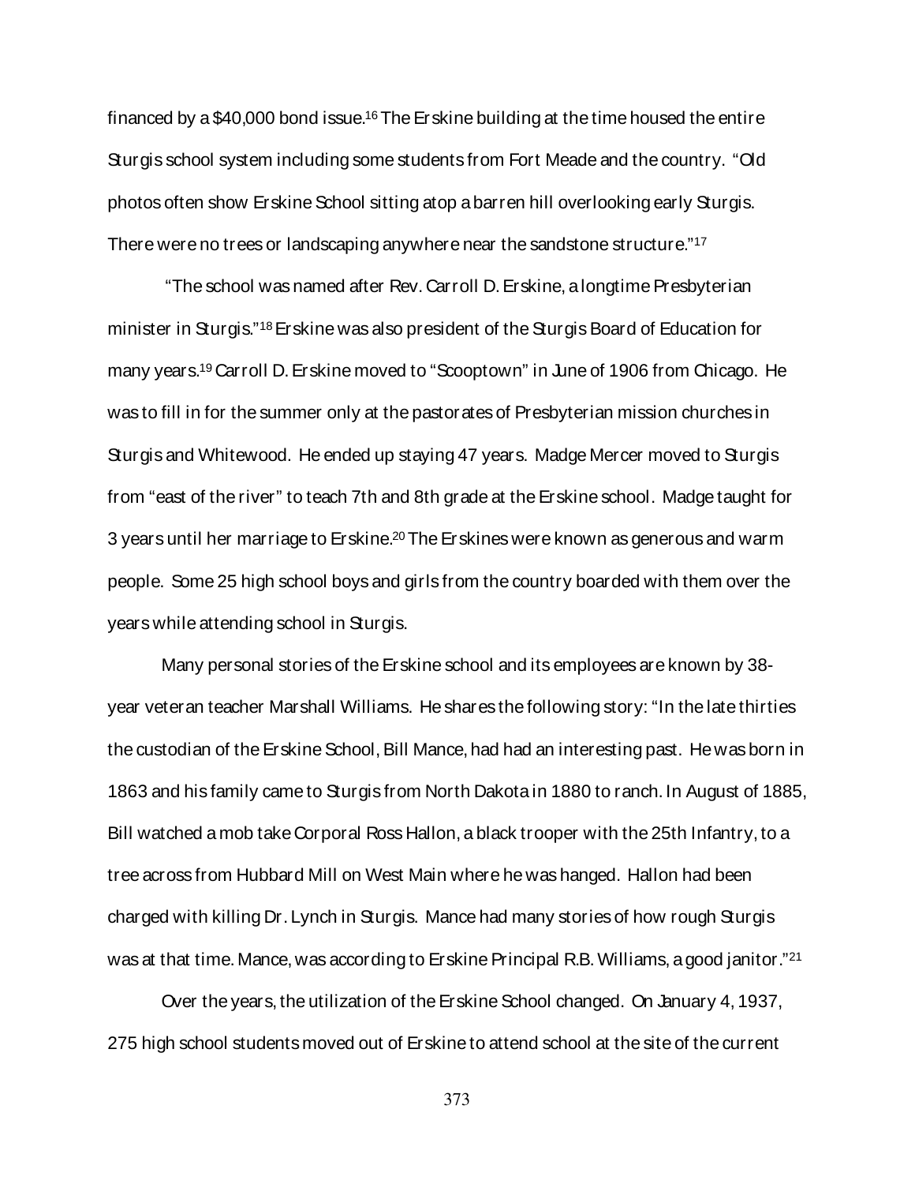financed by a $40,000 bond issue.[16] The Erskine building at the time housed the entire Sturgis school system including some students from Fort Meade and the country. "Old photos often show Erskine School sitting atop a barren hill overlooking early Sturgis. There were no trees or landscaping anywhere near the sandstone structure."[17]

"The school was named after Rev. Carroll D. Erskine, a longtime Presbyterian minister in Sturgis."[18] Erskine was also president of the Sturgis Board of Education for many years.[19] Carroll D. Erskine moved to "Scooptown" in June of 1906 from Chicago. He was to fill in for the summer only at the pastorates of Presbyterian mission churches in Sturgis and Whitewood. He ended up staying 47 years. Madge Mercer moved to Sturgis from "east of the river" to teach 7th and 8th grade at the Erskine school. Madge taught for 3 years until her marriage to Erskine.[20] The Erskines were known as generous and warm people. Some 25 high school boys and girls from the country boarded with them over the years while attending school in Sturgis.

Many personal stories of the Erskine school and its employees are known by 38-year veteran teacher Marshall Williams. He shares the following story: "In the late thirties the custodian of the Erskine School, Bill Mance, had had an interesting past. He was born in 1863 and his family came to Sturgis from North Dakota in 1880 to ranch. In August of 1885, Bill watched a mob take Corporal Ross Hallon, a black trooper with the 25th Infantry, to a tree across from Hubbard Mill on West Main where he was hanged. Hallon had been charged with killing Dr. Lynch in Sturgis. Mance had many stories of how rough Sturgis was at that time. Mance, was according to Erskine Principal R.B. Williams, a good janitor."[21]

Over the years, the utilization of the Erskine School changed. On January 4, 1937, 275 high school students moved out of Erskine to attend school at the site of the current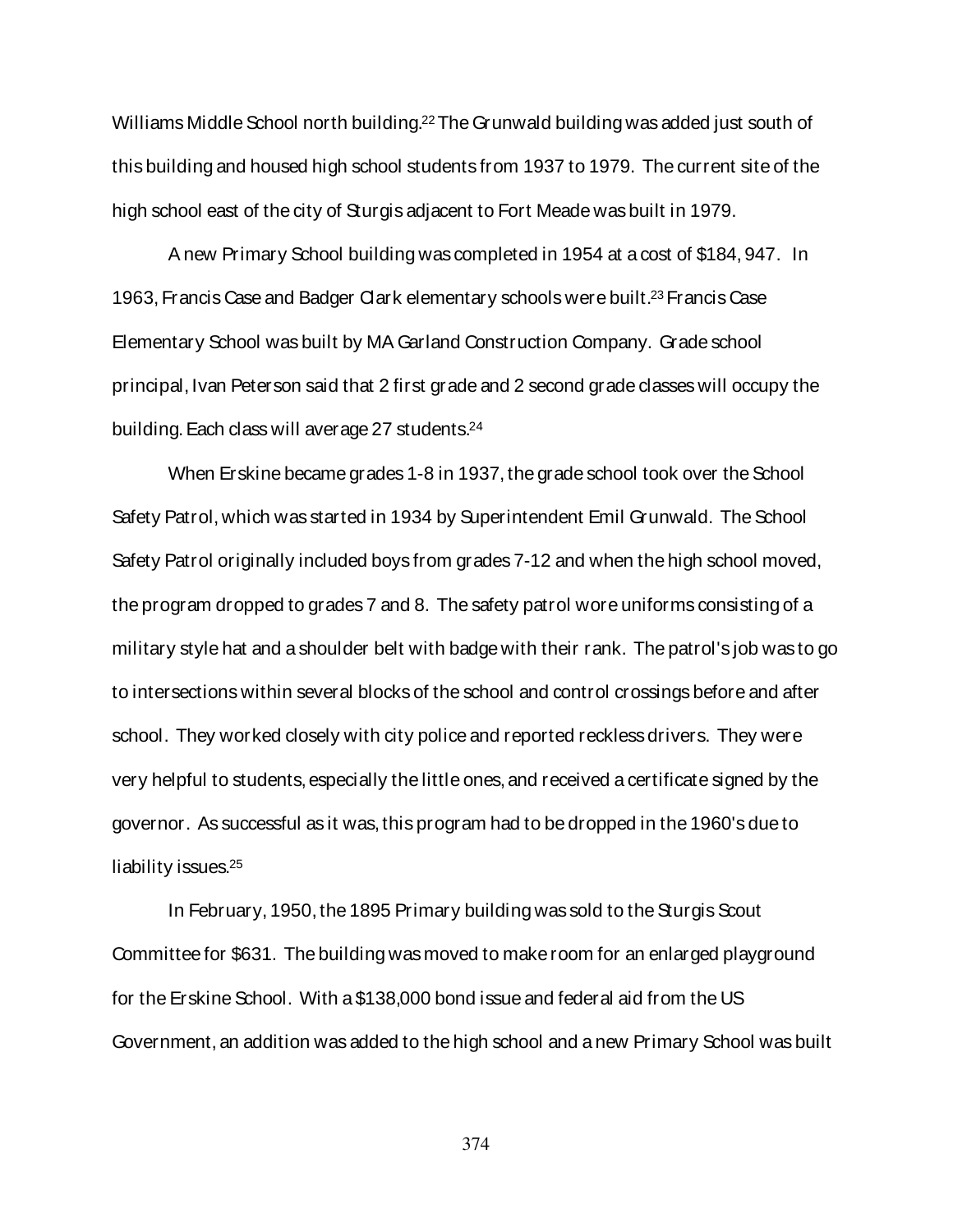Williams Middle School north building.[22] The Grunwald building was added just south of this building and housed high school students from 1937 to 1979. The current site of the high school east of the city of Sturgis adjacent to Fort Meade was built in 1979.

A new Primary School building was completed in 1954 at a cost of $184, 947. In 1963, Francis Case and Badger Clark elementary schools were built.[23] Francis Case Elementary School was built by MA Garland Construction Company. Grade school principal, Ivan Peterson said that 2 first grade and 2 second grade classes will occupy the building. Each class will average 27 students.[24]

When Erskine became grades 1-8 in 1937, the grade school took over the School Safety Patrol, which was started in 1934 by Superintendent Emil Grunwald. The School Safety Patrol originally included boys from grades 7-12 and when the high school moved, the program dropped to grades 7 and 8. The safety patrol wore uniforms consisting of a military style hat and a shoulder belt with badge with their rank. The patrol's job was to go to intersections within several blocks of the school and control crossings before and after school. They worked closely with city police and reported reckless drivers. They were very helpful to students, especially the little ones, and received a certificate signed by the governor. As successful as it was, this program had to be dropped in the 1960's due to liability issues.[25]

In February, 1950, the 1895 Primary building was sold to the Sturgis Scout Committee for $631. The building was moved to make room for an enlarged playground for the Erskine School. With a $138,000 bond issue and federal aid from the US Government, an addition was added to the high school and a new Primary School was built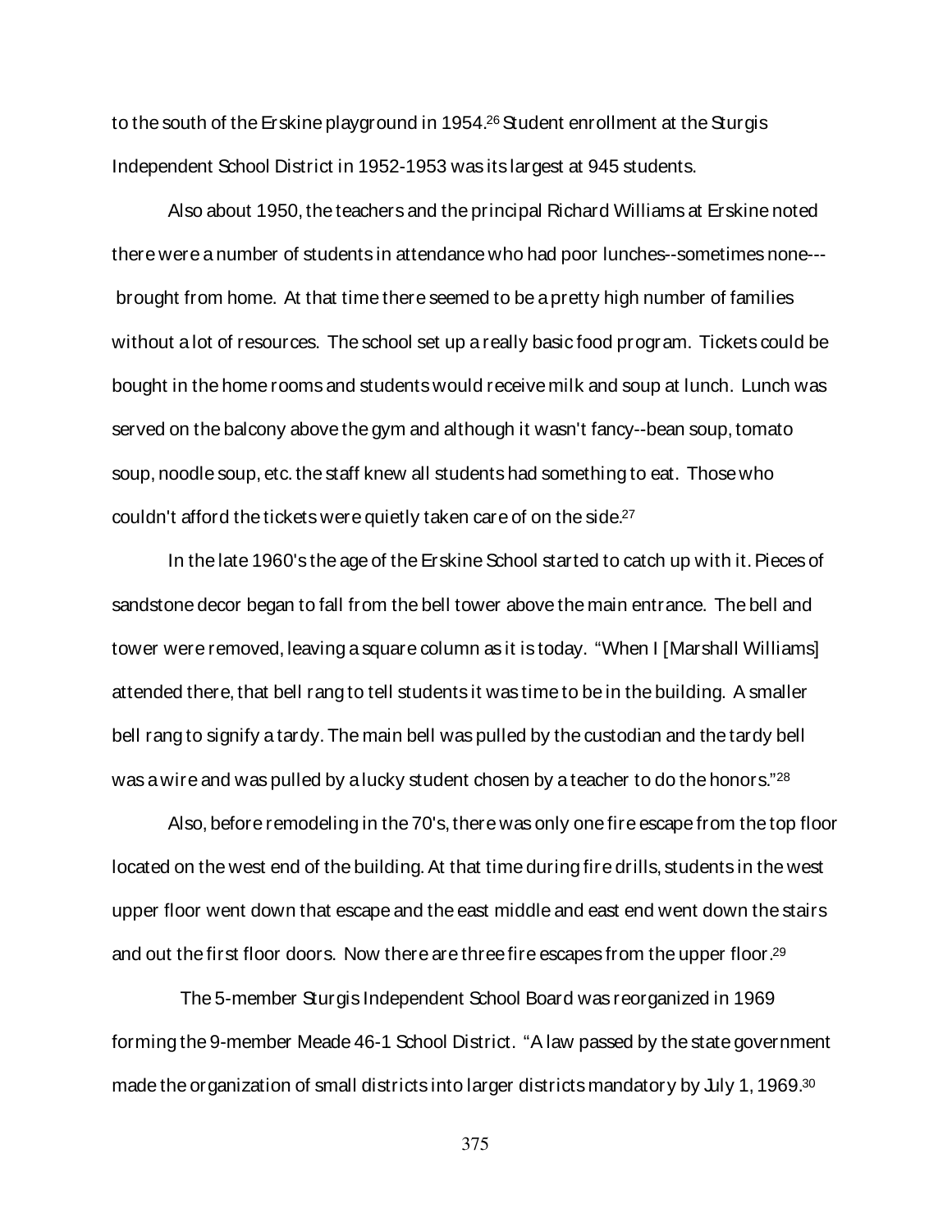to the south of the Erskine playground in 1954.[26] Student enrollment at the Sturgis Independent School District in 1952-1953 was its largest at 945 students.

Also about 1950, the teachers and the principal Richard Williams at Erskine noted there were a number of students in attendance who had poor lunches--sometimes none--- brought from home. At that time there seemed to be a pretty high number of families without a lot of resources. The school set up a really basic food program. Tickets could be bought in the home rooms and students would receive milk and soup at lunch. Lunch was served on the balcony above the gym and although it wasn't fancy--bean soup, tomato soup, noodle soup, etc. the staff knew all students had something to eat. Those who couldn't afford the tickets were quietly taken care of on the side.[27]

In the late 1960's the age of the Erskine School started to catch up with it. Pieces of sandstone decor began to fall from the bell tower above the main entrance. The bell and tower were removed, leaving a square column as it is today. "When I [Marshall Williams] attended there, that bell rang to tell students it was time to be in the building. A smaller bell rang to signify a tardy. The main bell was pulled by the custodian and the tardy bell was a wire and was pulled by a lucky student chosen by a teacher to do the honors."[28]

Also, before remodeling in the 70's, there was only one fire escape from the top floor located on the west end of the building. At that time during fire drills, students in the west upper floor went down that escape and the east middle and east end went down the stairs and out the first floor doors. Now there are three fire escapes from the upper floor.[29]

The 5-member Sturgis Independent School Board was reorganized in 1969 forming the 9-member Meade 46-1 School District. "A law passed by the state government made the organization of small districts into larger districts mandatory by July 1, 1969.[30]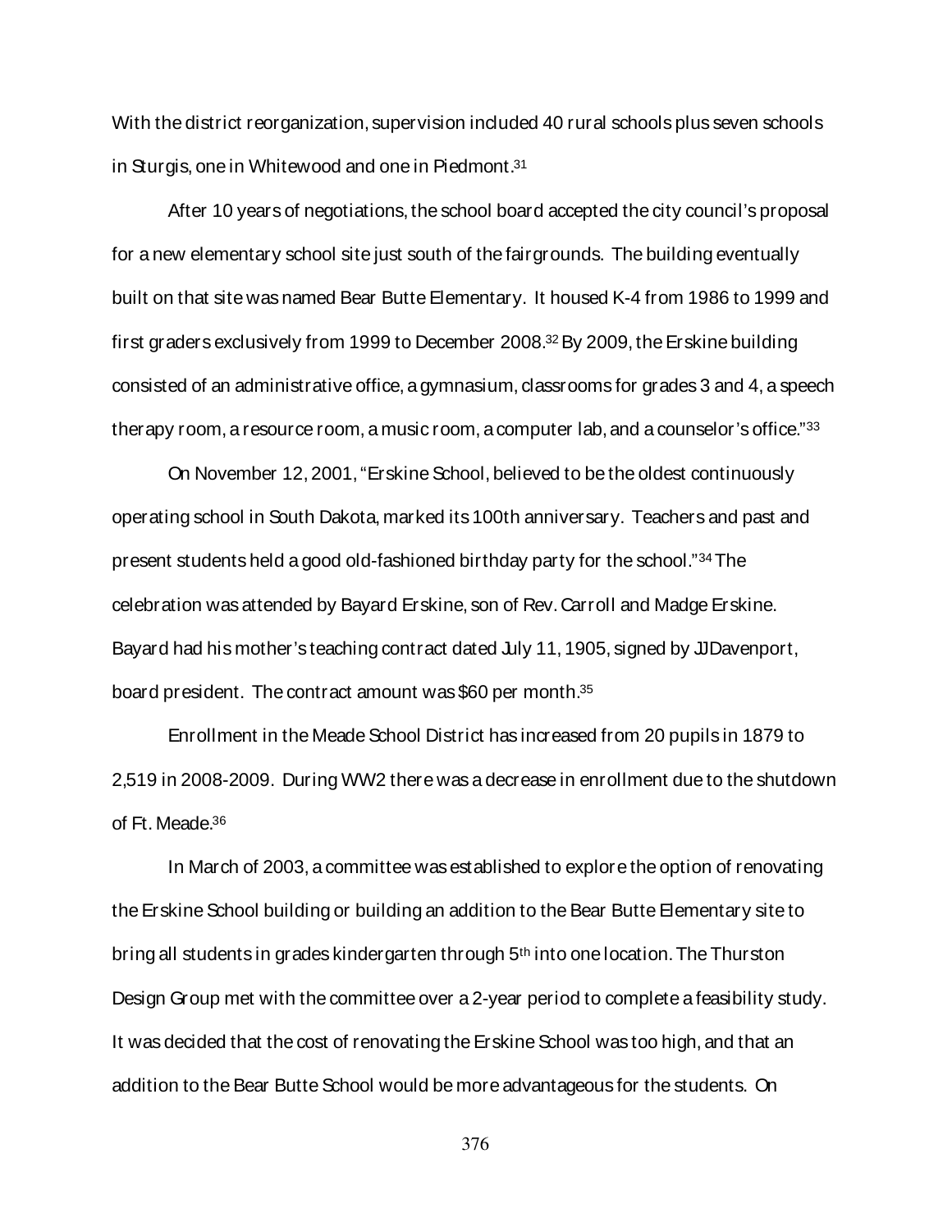With the district reorganization, supervision included 40 rural schools plus seven schools in Sturgis, one in Whitewood and one in Piedmont.[31]

After 10 years of negotiations, the school board accepted the city council's proposal for a new elementary school site just south of the fairgrounds. The building eventually built on that site was named Bear Butte Elementary. It housed K-4 from 1986 to 1999 and first graders exclusively from 1999 to December 2008.[32] By 2009, the Erskine building consisted of an administrative office, a gymnasium, classrooms for grades 3 and 4, a speech therapy room, a resource room, a music room, a computer lab, and a counselor's office."[33]

On November 12, 2001, "Erskine School, believed to be the oldest continuously operating school in South Dakota, marked its 100th anniversary. Teachers and past and present students held a good old-fashioned birthday party for the school."[34] The celebration was attended by Bayard Erskine, son of Rev. Carroll and Madge Erskine. Bayard had his mother's teaching contract dated July 11, 1905, signed by JJ Davenport, board president. The contract amount was $60 per month.[35]

Enrollment in the Meade School District has increased from 20 pupils in 1879 to 2,519 in 2008-2009. During WW2 there was a decrease in enrollment due to the shutdown of Ft. Meade.[36]

In March of 2003, a committee was established to explore the option of renovating the Erskine School building or building an addition to the Bear Butte Elementary site to bring all students in grades kindergarten through 5th into one location. The Thurston Design Group met with the committee over a 2-year period to complete a feasibility study. It was decided that the cost of renovating the Erskine School was too high, and that an addition to the Bear Butte School would be more advantageous for the students. On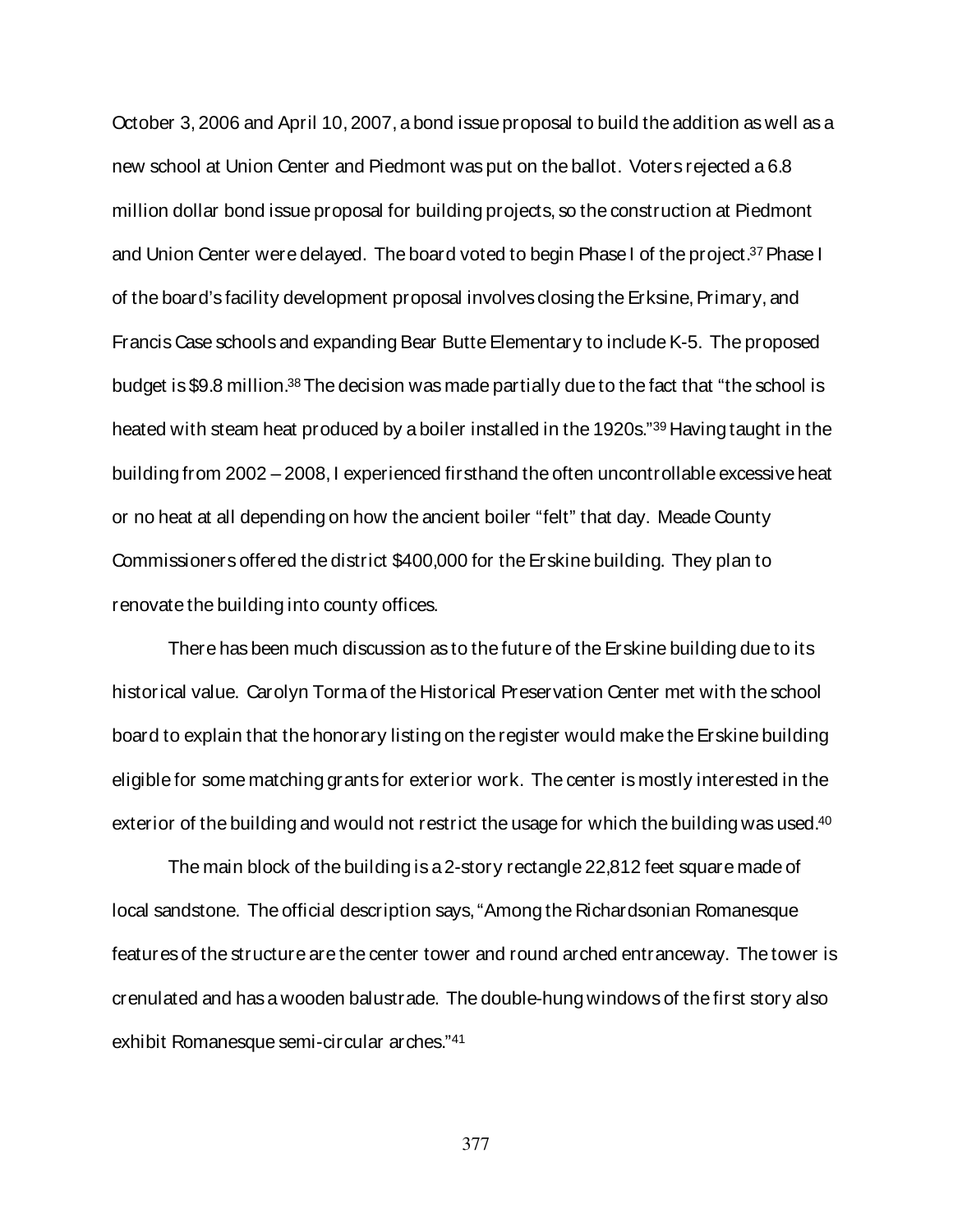October 3, 2006 and April 10, 2007, a bond issue proposal to build the addition as well as a new school at Union Center and Piedmont was put on the ballot. Voters rejected a 6.8 million dollar bond issue proposal for building projects, so the construction at Piedmont and Union Center were delayed. The board voted to begin Phase I of the project.[37] Phase I of the board's facility development proposal involves closing the Erksine, Primary, and Francis Case schools and expanding Bear Butte Elementary to include K-5. The proposed budget is $9.8 million.[38] The decision was made partially due to the fact that "the school is heated with steam heat produced by a boiler installed in the 1920s."[39] Having taught in the building from 2002 – 2008, I experienced firsthand the often uncontrollable excessive heat or no heat at all depending on how the ancient boiler "felt" that day. Meade County Commissioners offered the district $400,000 for the Erskine building. They plan to renovate the building into county offices.

There has been much discussion as to the future of the Erskine building due to its historical value. Carolyn Torma of the Historical Preservation Center met with the school board to explain that the honorary listing on the register would make the Erskine building eligible for some matching grants for exterior work. The center is mostly interested in the exterior of the building and would not restrict the usage for which the building was used.[40]

The main block of the building is a 2-story rectangle 22,812 feet square made of local sandstone. The official description says, "Among the Richardsonian Romanesque features of the structure are the center tower and round arched entranceway. The tower is crenulated and has a wooden balustrade. The double-hung windows of the first story also exhibit Romanesque semi-circular arches."[41]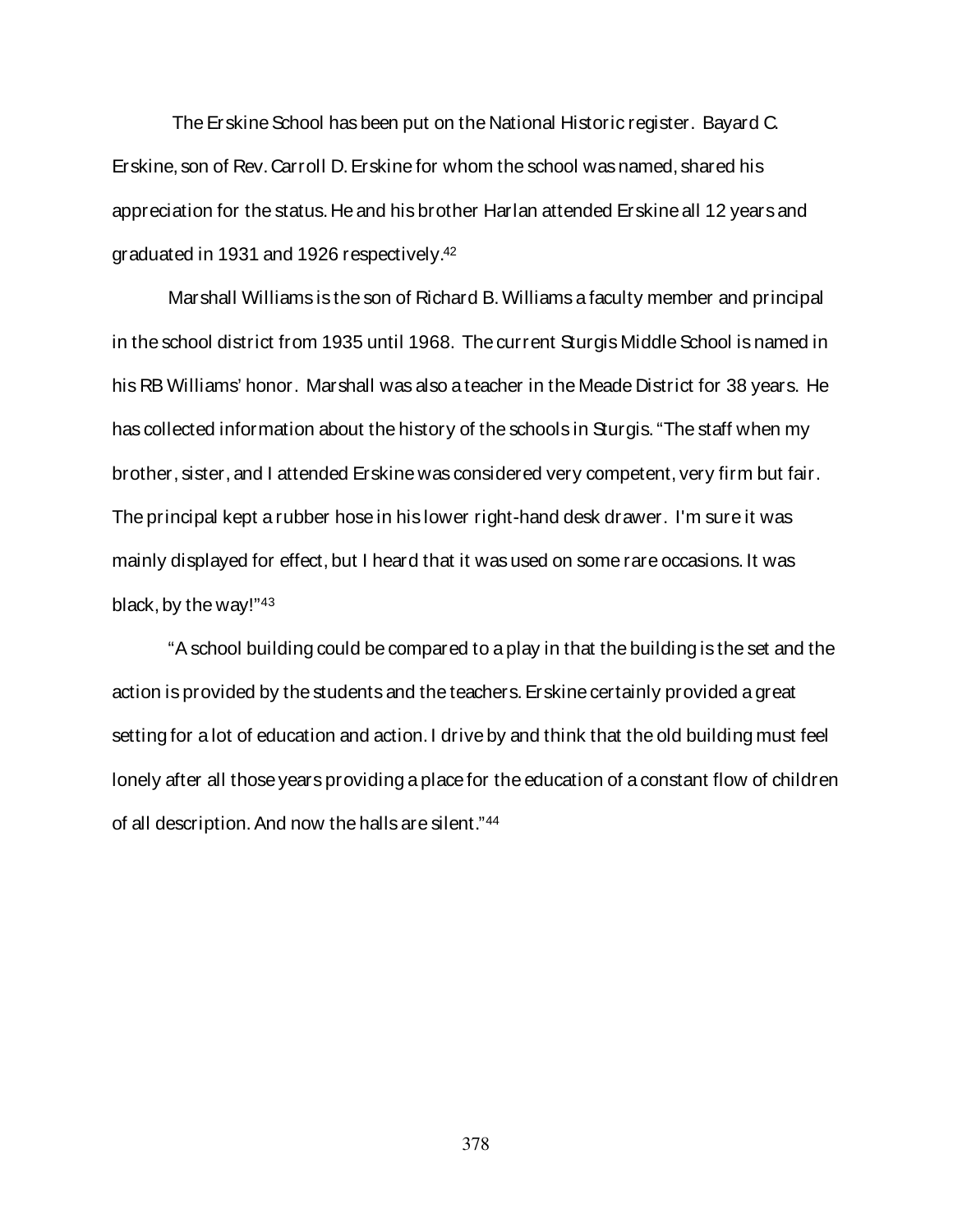The Erskine School has been put on the National Historic register. Bayard C. Erskine, son of Rev. Carroll D. Erskine for whom the school was named, shared his appreciation for the status. He and his brother Harlan attended Erskine all 12 years and graduated in 1931 and 1926 respectively.[42]

Marshall Williams is the son of Richard B. Williams a faculty member and principal in the school district from 1935 until 1968. The current Sturgis Middle School is named in his RB Williams' honor. Marshall was also a teacher in the Meade District for 38 years. He has collected information about the history of the schools in Sturgis. "The staff when my brother, sister, and I attended Erskine was considered very competent, very firm but fair. The principal kept a rubber hose in his lower right-hand desk drawer. I'm sure it was mainly displayed for effect, but I heard that it was used on some rare occasions. It was black, by the way!"[43]

"A school building could be compared to a play in that the building is the set and the action is provided by the students and the teachers. Erskine certainly provided a great setting for a lot of education and action. I drive by and think that the old building must feel lonely after all those years providing a place for the education of a constant flow of children of all description. And now the halls are silent."[44]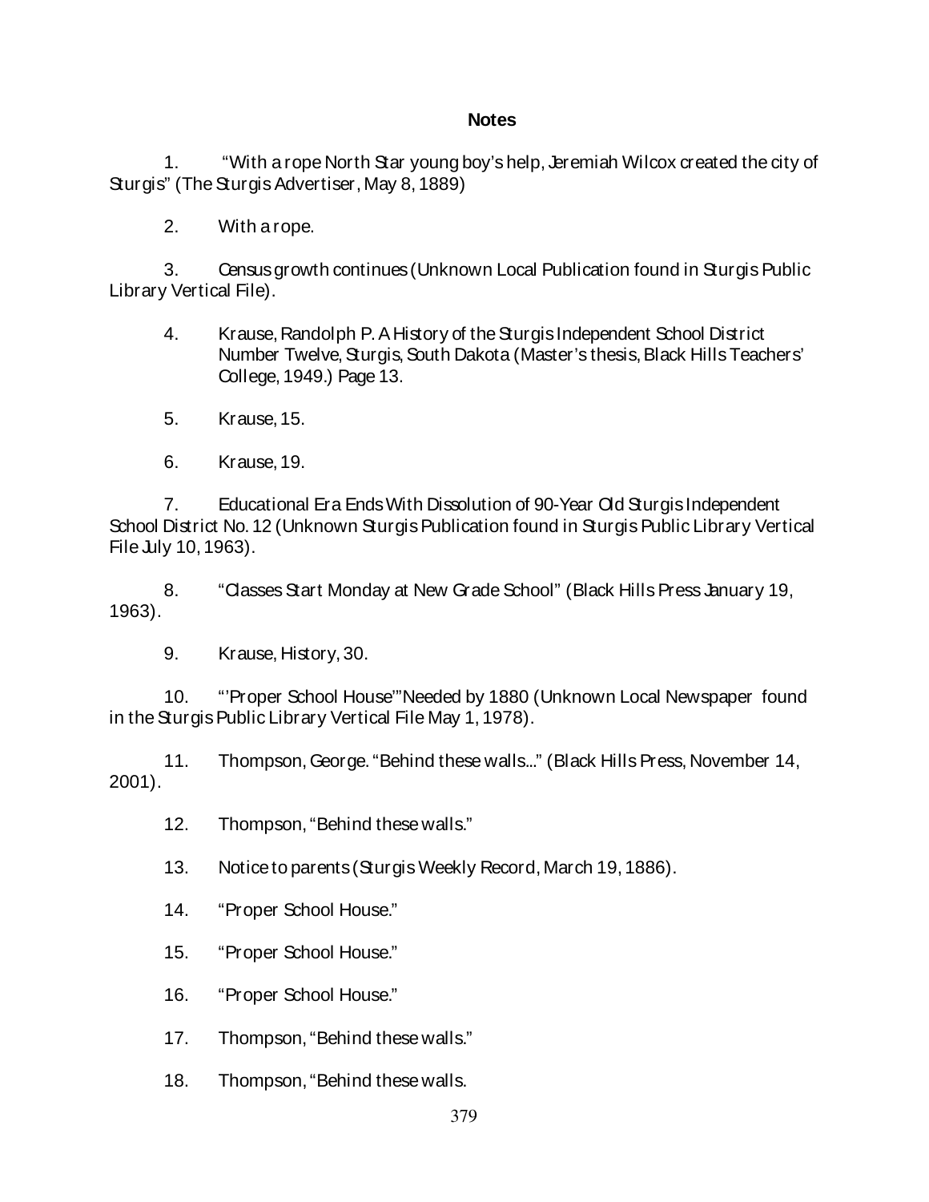**Notes**

1. "With a rope North Star young boy's help, Jeremiah Wilcox created the city of Sturgis" (The Sturgis Advertiser, May 8, 1889)

2. With a rope.

3. Census growth continues (Unknown Local Publication found in Sturgis Public Library Vertical File).

4. Krause, Randolph P. A History of the Sturgis Independent School District Number Twelve, Sturgis, South Dakota (Master's thesis, Black Hills Teachers' College, 1949.) Page 13.

5. Krause, 15.

6. Krause, 19.

7. Educational Era Ends With Dissolution of 90-Year Old Sturgis Independent School District No. 12 (Unknown Sturgis Publication found in Sturgis Public Library Vertical File July 10, 1963).

8. "Classes Start Monday at New Grade School" (Black Hills Press January 19, 1963).

9. Krause, History, 30.

10. "'Proper School House'" Needed by 1880 (Unknown Local Newspaper found in the Sturgis Public Library Vertical File May 1, 1978).

11. Thompson, George. "Behind these walls..." (Black Hills Press, November 14, 2001).

12. Thompson, "Behind these walls."

13. Notice to parents (Sturgis Weekly Record, March 19, 1886).

14. "Proper School House."

15. "Proper School House."

16. "Proper School House."

17. Thompson, "Behind these walls."

18. Thompson, "Behind these walls.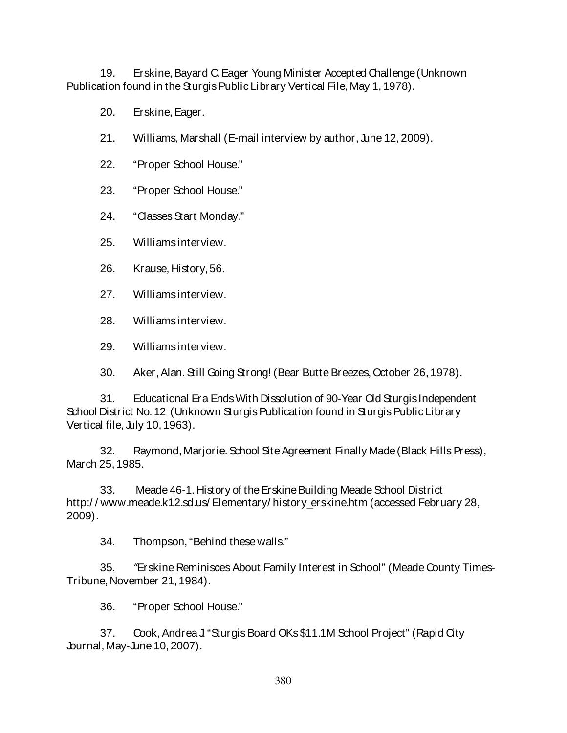19. Erskine, Bayard C. Eager Young Minister Accepted Challenge (Unknown Publication found in the Sturgis Public Library Vertical File, May 1, 1978).

20. Erskine, Eager.

21. Williams, Marshall (E-mail interview by author, June 12, 2009).

22. "Proper School House."

23. "Proper School House."

24. "Classes Start Monday."

25. Williams interview.

26. Krause, History, 56.

27. Williams interview.

28. Williams interview.

29. Williams interview.

30. Aker, Alan. Still Going Strong! (Bear Butte Breezes, October 26, 1978).

31. Educational Era Ends With Dissolution of 90-Year Old Sturgis Independent School District No. 12 (Unknown Sturgis Publication found in Sturgis Public Library Vertical file, July 10, 1963).

32. Raymond, Marjorie. School Site Agreement Finally Made (Black Hills Press), March 25, 1985.

33. Meade 46-1. History of the Erskine Building Meade School District http://www.meade.k12.sd.us/Elementary/history_erskine.htm (accessed February 28, 2009).

34. Thompson, "Behind these walls."

35. "Erskine Reminisces About Family Interest in School" (Meade County Times-Tribune, November 21, 1984).

36. "Proper School House."

37. Cook, Andrea J. "Sturgis Board OKs $11.1M School Project" (Rapid City Journal, May-June 10, 2007).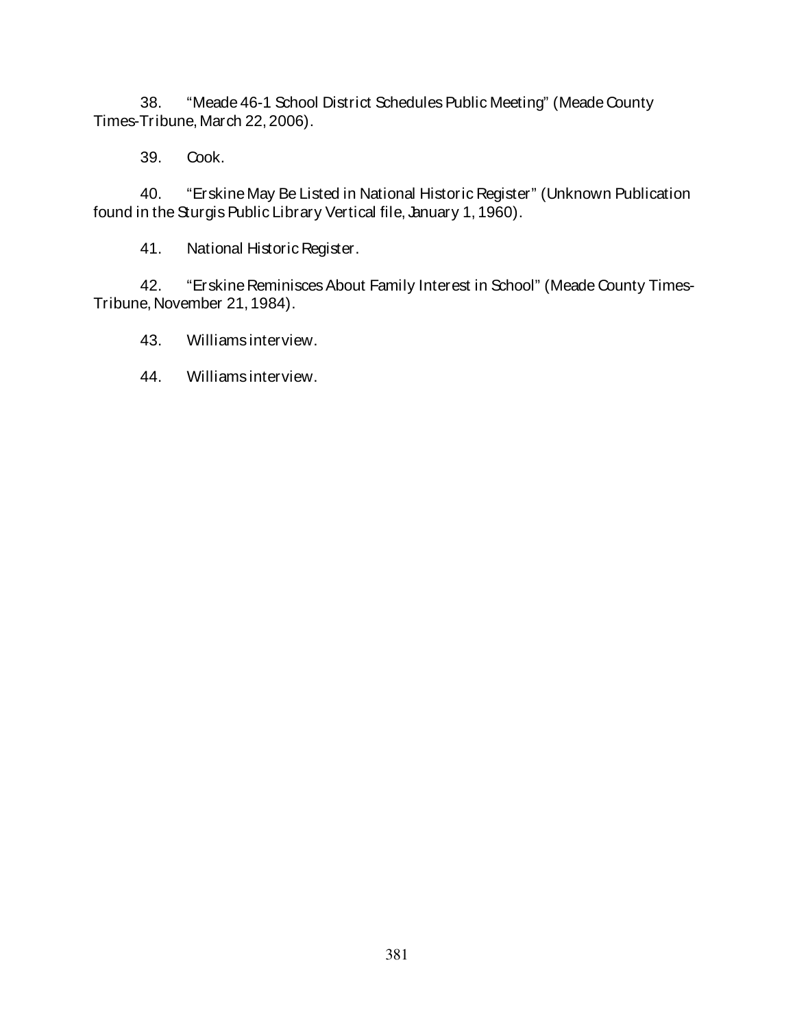38. "Meade 46-1 School District Schedules Public Meeting" (Meade County Times-Tribune, March 22, 2006).

39. Cook.

40. "Erskine May Be Listed in National Historic Register" (Unknown Publication found in the Sturgis Public Library Vertical file, January 1, 1960).

41. National Historic Register.

42. "Erskine Reminisces About Family Interest in School" (Meade County Times-Tribune, November 21, 1984).

43. Williams interview.

44. Williams interview.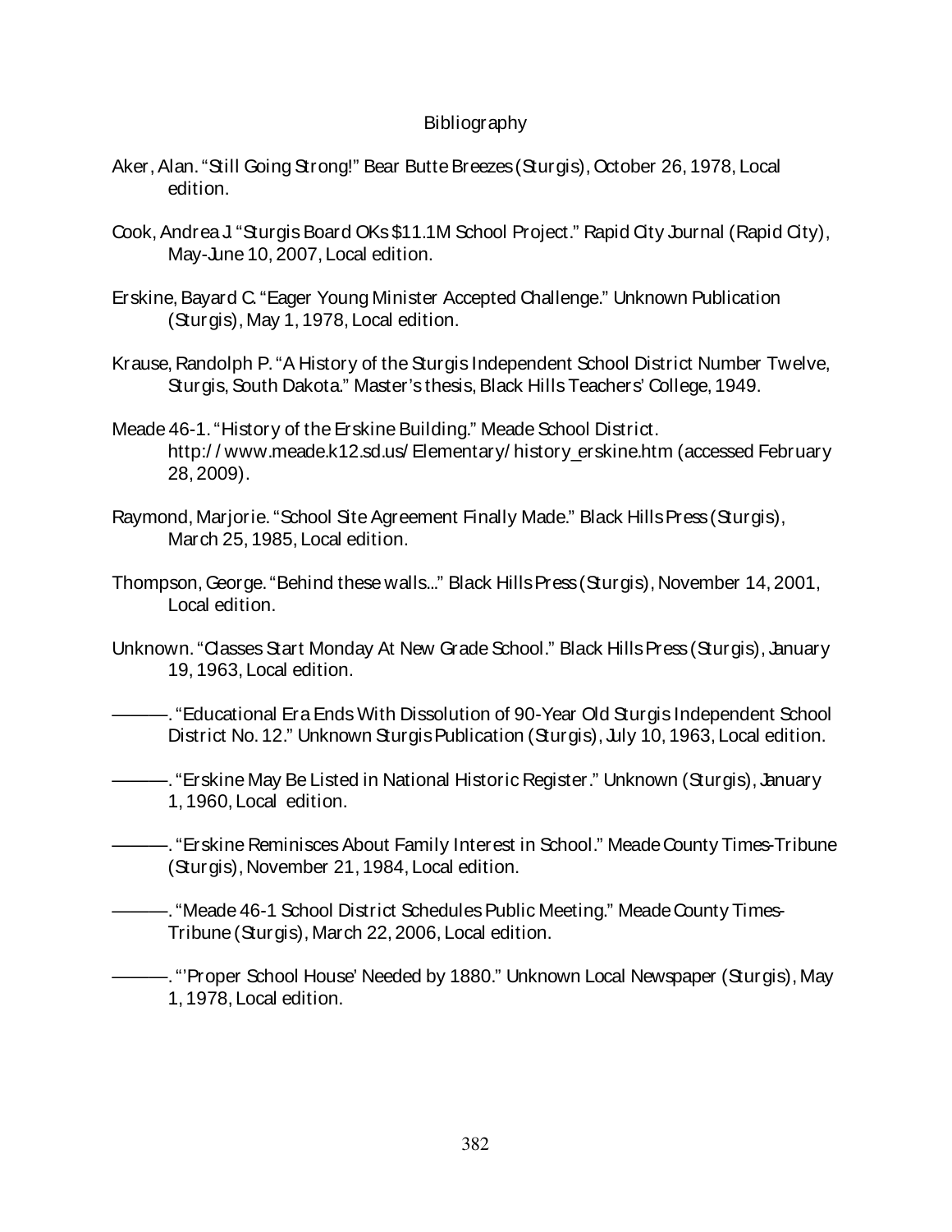# Bibliography

Aker, Alan. "Still Going Strong!" Bear Butte Breezes (Sturgis), October 26, 1978, Local edition.

Cook, Andrea J. "Sturgis Board OKs $11.1M School Project." Rapid City Journal (Rapid City), May-June 10, 2007, Local edition.

Erskine, Bayard C. "Eager Young Minister Accepted Challenge." Unknown Publication (Sturgis), May 1, 1978, Local edition.

Krause, Randolph P. "A History of the Sturgis Independent School District Number Twelve, Sturgis, South Dakota." Master's thesis, Black Hills Teachers' College, 1949.

Meade 46-1. "History of the Erskine Building." Meade School District. http://www.meade.k12.sd.us/Elementary/history_erskine.htm (accessed February 28, 2009).

Raymond, Marjorie. "School Site Agreement Finally Made." Black Hills Press (Sturgis), March 25, 1985, Local edition.

Thompson, George. "Behind these walls..." Black Hills Press (Sturgis), November 14, 2001, Local edition.

Unknown. "Classes Start Monday At New Grade School." Black Hills Press (Sturgis), January 19, 1963, Local edition.

———. "Educational Era Ends With Dissolution of 90-Year Old Sturgis Independent School District No. 12." Unknown Sturgis Publication (Sturgis), July 10, 1963, Local edition.

———. "Erskine May Be Listed in National Historic Register." Unknown (Sturgis), January 1, 1960, Local edition.

———. "Erskine Reminisces About Family Interest in School." Meade County Times-Tribune (Sturgis), November 21, 1984, Local edition.

———. "Meade 46-1 School District Schedules Public Meeting." Meade County Times-Tribune (Sturgis), March 22, 2006, Local edition.

———. "'Proper School House' Needed by 1880." Unknown Local Newspaper (Sturgis), May 1, 1978, Local edition.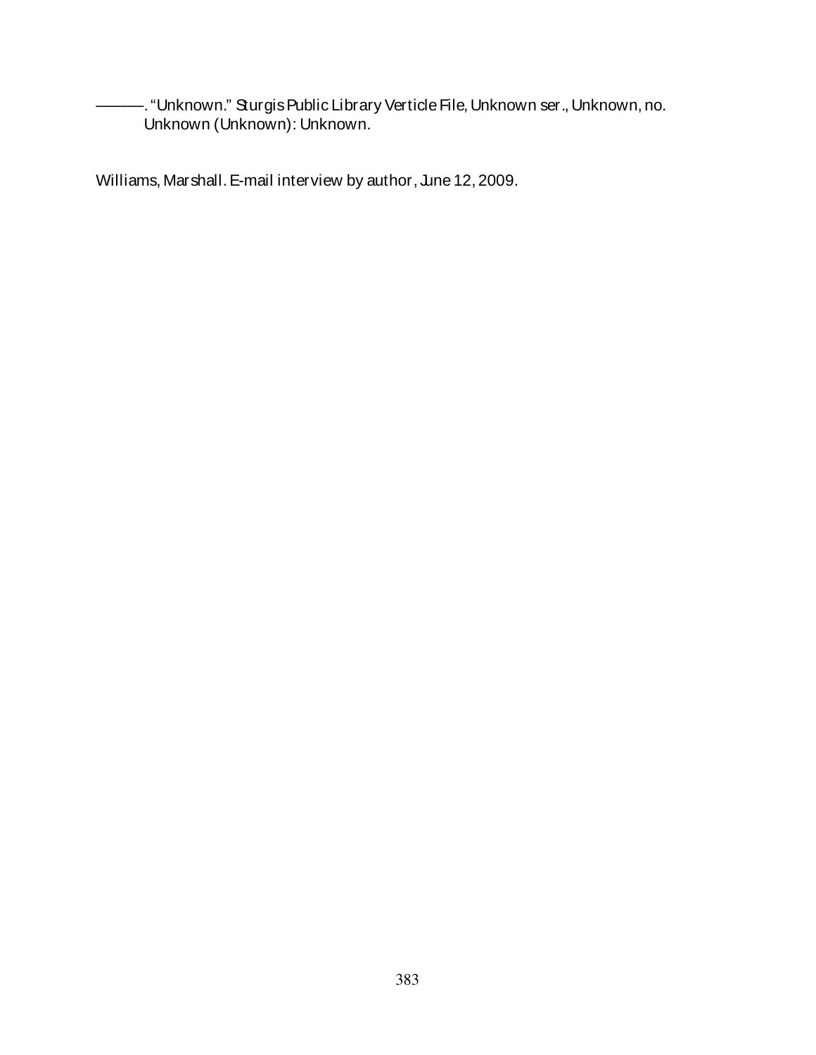———. “Unknown.” Sturgis Public Library Verticle File, Unknown ser., Unknown, no. Unknown (Unknown): Unknown.

Williams, Marshall. E-mail interview by author, June 12, 2009.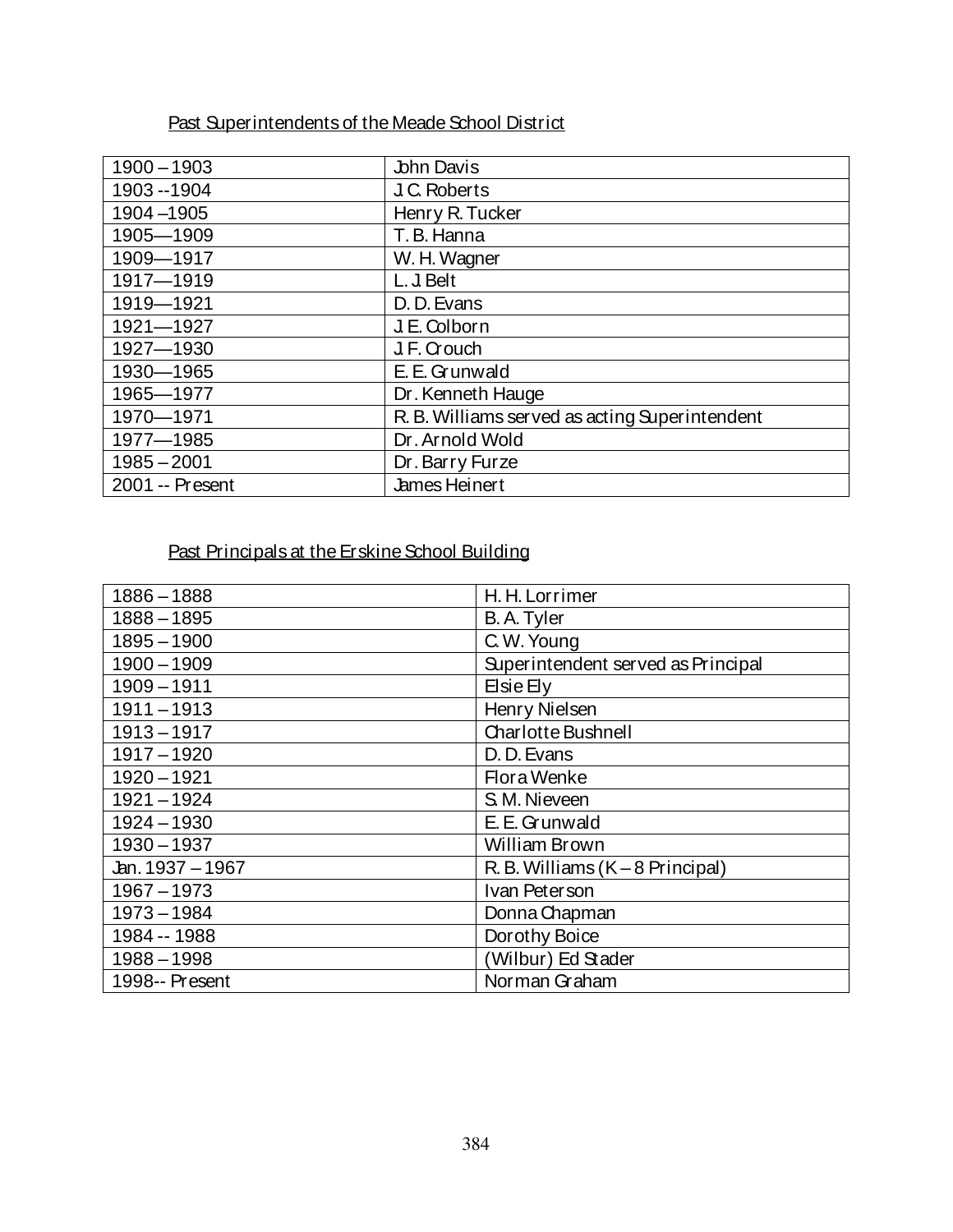Past Superintendents of the Meade School District

| | |
|---|---|
| 1900 – 1903 | John Davis |
| 1903 --1904 | J. C. Roberts |
| 1904 –1905 | Henry R. Tucker |
| 1905—1909 | T. B. Hanna |
| 1909—1917 | W. H. Wagner |
| 1917—1919 | L. J. Belt |
| 1919—1921 | D. D. Evans |
| 1921—1927 | J. E. Colborn |
| 1927—1930 | J. F. Crouch |
| 1930—1965 | E. E. Grunwald |
| 1965—1977 | Dr. Kenneth Hauge |
| 1970—1971 | R. B. Williams served as acting Superintendent |
| 1977—1985 | Dr. Arnold Wold |
| 1985 – 2001 | Dr. Barry Furze |
| 2001 -- Present | James Heinert |

Past Principals at the Erskine School Building

| | |
|---|---|
| 1886 – 1888 | H. H. Lorrimer |
| 1888 – 1895 | B. A. Tyler |
| 1895 – 1900 | C. W. Young |
| 1900 – 1909 | Superintendent served as Principal |
| 1909 – 1911 | Elsie Ely |
| 1911 – 1913 | Henry Nielsen |
| 1913 – 1917 | Charlotte Bushnell |
| 1917 – 1920 | D. D. Evans |
| 1920 – 1921 | Flora Wenke |
| 1921 – 1924 | S. M. Nieveen |
| 1924 – 1930 | E. E. Grunwald |
| 1930 – 1937 | William Brown |
| Jan. 1937 – 1967 | R. B. Williams (K – 8 Principal) |
| 1967 – 1973 | Ivan Peterson |
| 1973 – 1984 | Donna Chapman |
| 1984 -- 1988 | Dorothy Boice |
| 1988 – 1998 | (Wilbur) Ed Stader |
| 1998-- Present | Norman Graham |